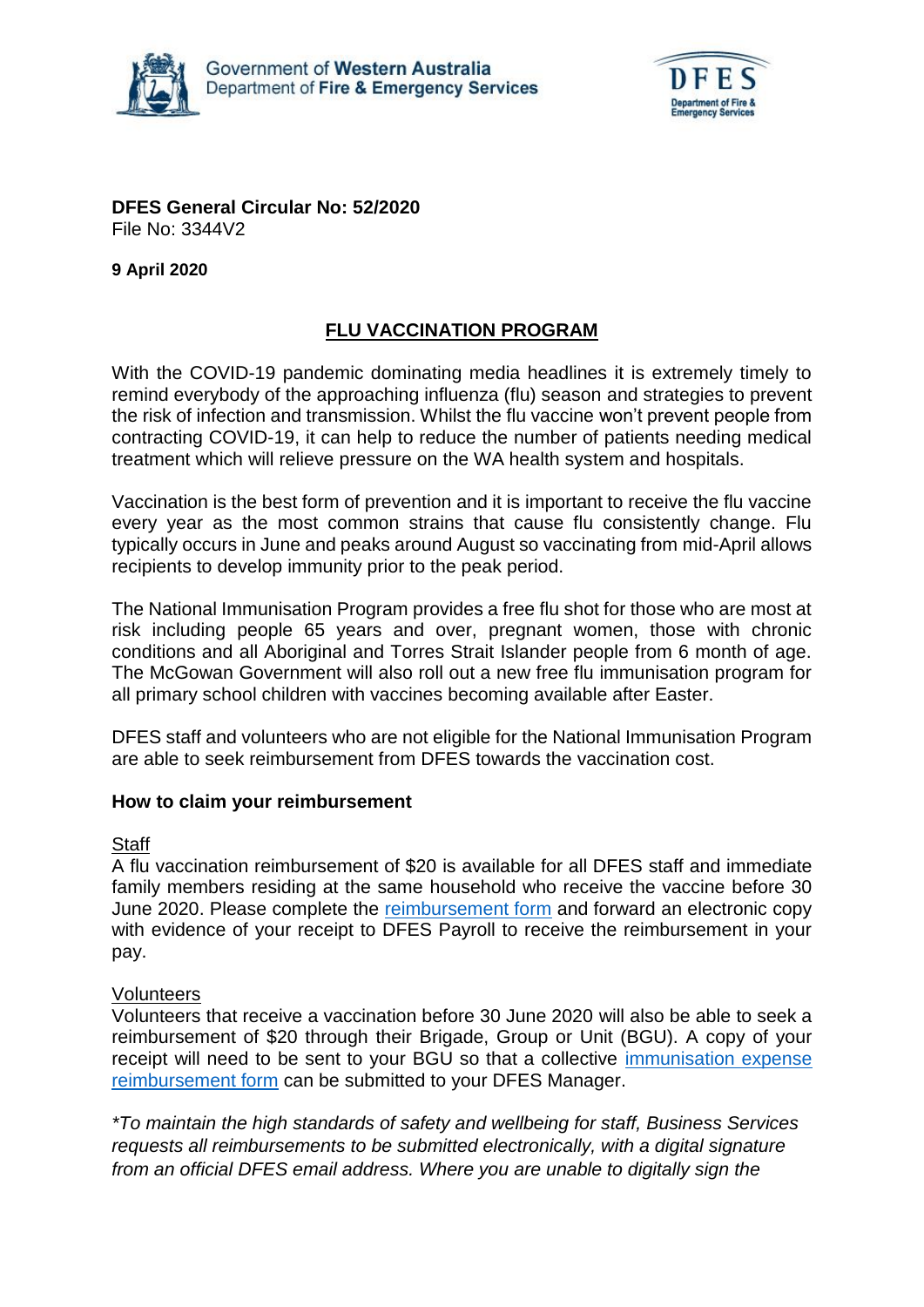Government of **Western Australia**
Department of **Fire & Emergency Services**

**DFES General Circular No: 52/2020**
File No: 3344V2

**9 April 2020**

## FLU VACCINATION PROGRAM

With the COVID-19 pandemic dominating media headlines it is extremely timely to remind everybody of the approaching influenza (flu) season and strategies to prevent the risk of infection and transmission. Whilst the flu vaccine won't prevent people from contracting COVID-19, it can help to reduce the number of patients needing medical treatment which will relieve pressure on the WA health system and hospitals.

Vaccination is the best form of prevention and it is important to receive the flu vaccine every year as the most common strains that cause flu consistently change. Flu typically occurs in June and peaks around August so vaccinating from mid-April allows recipients to develop immunity prior to the peak period.

The National Immunisation Program provides a free flu shot for those who are most at risk including people 65 years and over, pregnant women, those with chronic conditions and all Aboriginal and Torres Strait Islander people from 6 month of age. The McGowan Government will also roll out a new free flu immunisation program for all primary school children with vaccines becoming available after Easter.

DFES staff and volunteers who are not eligible for the National Immunisation Program are able to seek reimbursement from DFES towards the vaccination cost.

### How to claim your reimbursement

Staff

A flu vaccination reimbursement of $20 is available for all DFES staff and immediate family members residing at the same household who receive the vaccine before 30 June 2020. Please complete the reimbursement form and forward an electronic copy with evidence of your receipt to DFES Payroll to receive the reimbursement in your pay.

Volunteers

Volunteers that receive a vaccination before 30 June 2020 will also be able to seek a reimbursement of $20 through their Brigade, Group or Unit (BGU). A copy of your receipt will need to be sent to your BGU so that a collective immunisation expense reimbursement form can be submitted to your DFES Manager.

*\*To maintain the high standards of safety and wellbeing for staff, Business Services requests all reimbursements to be submitted electronically, with a digital signature from an official DFES email address. Where you are unable to digitally sign the*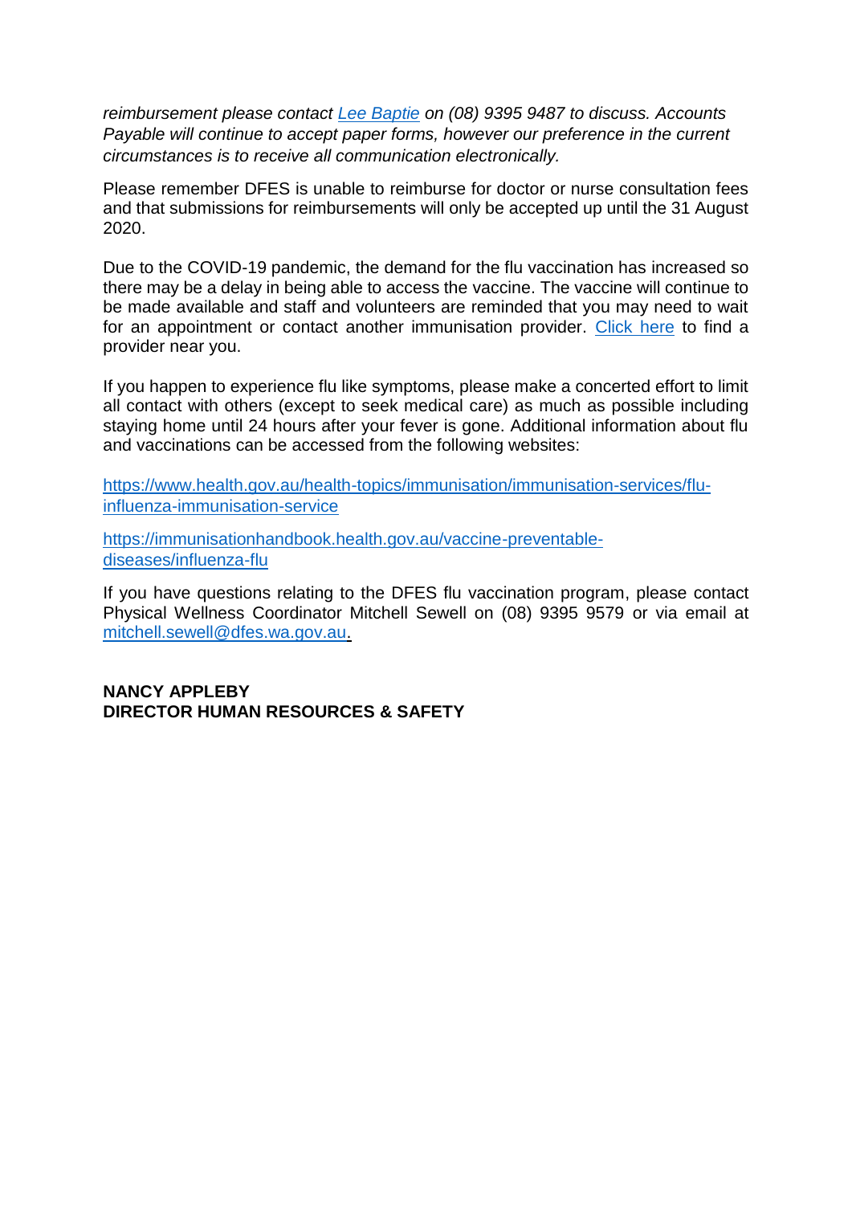*reimbursement please contact [Lee Baptie] on (08) 9395 9487 to discuss. Accounts Payable will continue to accept paper forms, however our preference in the current circumstances is to receive all communication electronically.*

Please remember DFES is unable to reimburse for doctor or nurse consultation fees and that submissions for reimbursements will only be accepted up until the 31 August 2020.

Due to the COVID-19 pandemic, the demand for the flu vaccination has increased so there may be a delay in being able to access the vaccine. The vaccine will continue to be made available and staff and volunteers are reminded that you may need to wait for an appointment or contact another immunisation provider. Click here to find a provider near you.

If you happen to experience flu like symptoms, please make a concerted effort to limit all contact with others (except to seek medical care) as much as possible including staying home until 24 hours after your fever is gone. Additional information about flu and vaccinations can be accessed from the following websites:

https://www.health.gov.au/health-topics/immunisation/immunisation-services/flu-influenza-immunisation-service

https://immunisationhandbook.health.gov.au/vaccine-preventable-diseases/influenza-flu

If you have questions relating to the DFES flu vaccination program, please contact Physical Wellness Coordinator Mitchell Sewell on (08) 9395 9579 or via email at mitchell.sewell@dfes.wa.gov.au.

**NANCY APPLEBY**
**DIRECTOR HUMAN RESOURCES & SAFETY**